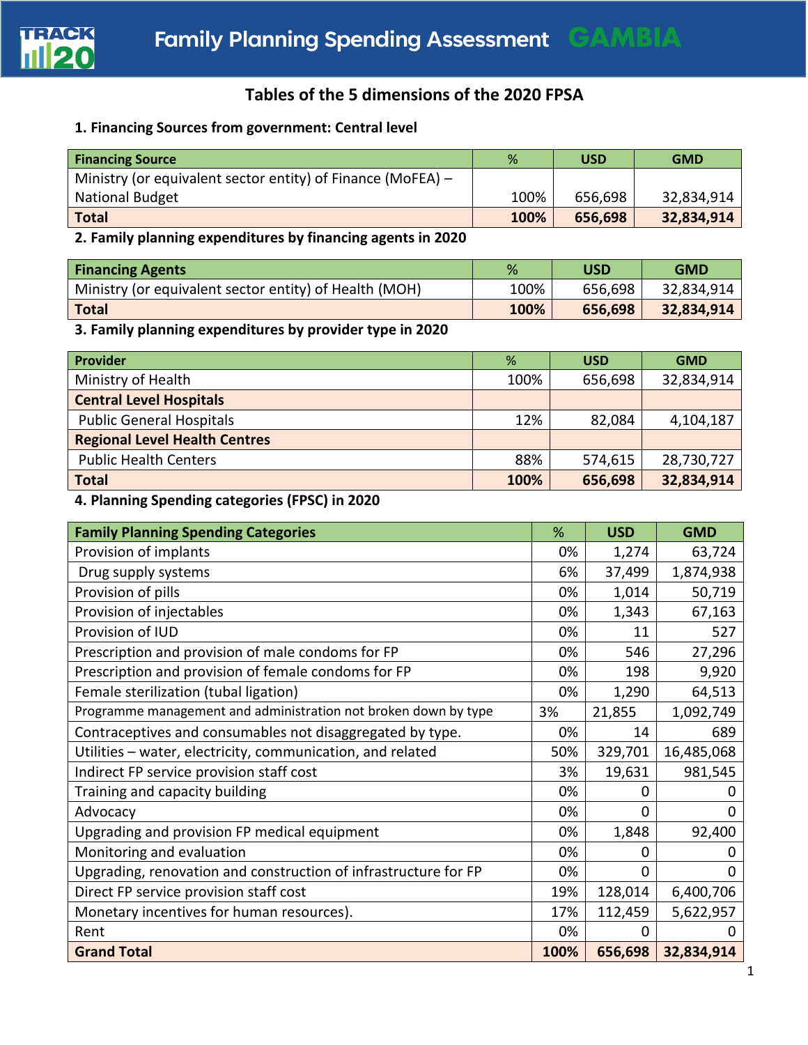# Family Planning Spending Assessment GAMBIA

## Tables of the 5 dimensions of the 2020 FPSA

### 1. Financing Sources from government: Central level

| Financing Source | % | USD | GMD |
|---|---|---|---|
| Ministry (or equivalent sector entity) of Finance (MoFEA) – National Budget | 100% | 656,698 | 32,834,914 |
| **Total** | **100%** | **656,698** | **32,834,914** |

### 2. Family planning expenditures by financing agents in 2020

| Financing Agents | % | USD | GMD |
|---|---|---|---|
| Ministry (or equivalent sector entity) of Health (MOH) | 100% | 656,698 | 32,834,914 |
| **Total** | **100%** | **656,698** | **32,834,914** |

### 3. Family planning expenditures by provider type in 2020

| Provider | % | USD | GMD |
|---|---|---|---|
| Ministry of Health | 100% | 656,698 | 32,834,914 |
| **Central Level Hospitals** | | | |
| Public General Hospitals | 12% | 82,084 | 4,104,187 |
| **Regional Level Health Centres** | | | |
| Public Health Centers | 88% | 574,615 | 28,730,727 |
| **Total** | **100%** | **656,698** | **32,834,914** |

### 4. Planning Spending categories (FPSC) in 2020

| Family Planning Spending Categories | % | USD | GMD |
|---|---|---|---|
| Provision of implants | 0% | 1,274 | 63,724 |
| Drug supply systems | 6% | 37,499 | 1,874,938 |
| Provision of pills | 0% | 1,014 | 50,719 |
| Provision of injectables | 0% | 1,343 | 67,163 |
| Provision of IUD | 0% | 11 | 527 |
| Prescription and provision of male condoms for FP | 0% | 546 | 27,296 |
| Prescription and provision of female condoms for FP | 0% | 198 | 9,920 |
| Female sterilization (tubal ligation) | 0% | 1,290 | 64,513 |
| Programme management and administration not broken down by type | 3% | 21,855 | 1,092,749 |
| Contraceptives and consumables not disaggregated by type. | 0% | 14 | 689 |
| Utilities – water, electricity, communication, and related | 50% | 329,701 | 16,485,068 |
| Indirect FP service provision staff cost | 3% | 19,631 | 981,545 |
| Training and capacity building | 0% | 0 | 0 |
| Advocacy | 0% | 0 | 0 |
| Upgrading and provision FP medical equipment | 0% | 1,848 | 92,400 |
| Monitoring and evaluation | 0% | 0 | 0 |
| Upgrading, renovation and construction of infrastructure for FP | 0% | 0 | 0 |
| Direct FP service provision staff cost | 19% | 128,014 | 6,400,706 |
| Monetary incentives for human resources). | 17% | 112,459 | 5,622,957 |
| Rent | 0% | 0 | 0 |
| **Grand Total** | **100%** | **656,698** | **32,834,914** |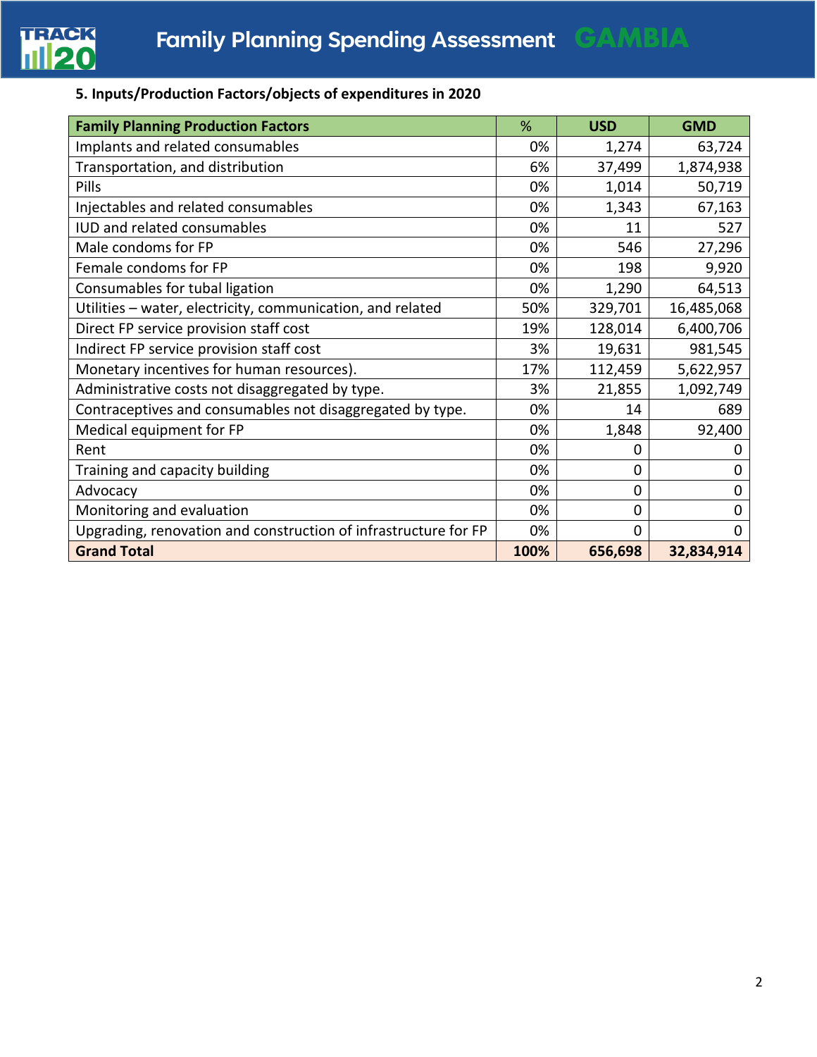### 5. Inputs/Production Factors/objects of expenditures in 2020

| Family Planning Production Factors | % | USD | GMD |
|---|---|---|---|
| Implants and related consumables | 0% | 1,274 | 63,724 |
| Transportation, and distribution | 6% | 37,499 | 1,874,938 |
| Pills | 0% | 1,014 | 50,719 |
| Injectables and related consumables | 0% | 1,343 | 67,163 |
| IUD and related consumables | 0% | 11 | 527 |
| Male condoms for FP | 0% | 546 | 27,296 |
| Female condoms for FP | 0% | 198 | 9,920 |
| Consumables for tubal ligation | 0% | 1,290 | 64,513 |
| Utilities – water, electricity, communication, and related | 50% | 329,701 | 16,485,068 |
| Direct FP service provision staff cost | 19% | 128,014 | 6,400,706 |
| Indirect FP service provision staff cost | 3% | 19,631 | 981,545 |
| Monetary incentives for human resources). | 17% | 112,459 | 5,622,957 |
| Administrative costs not disaggregated by type. | 3% | 21,855 | 1,092,749 |
| Contraceptives and consumables not disaggregated by type. | 0% | 14 | 689 |
| Medical equipment for FP | 0% | 1,848 | 92,400 |
| Rent | 0% | 0 | 0 |
| Training and capacity building | 0% | 0 | 0 |
| Advocacy | 0% | 0 | 0 |
| Monitoring and evaluation | 0% | 0 | 0 |
| Upgrading, renovation and construction of infrastructure for FP | 0% | 0 | 0 |
| **Grand Total** | **100%** | **656,698** | **32,834,914** |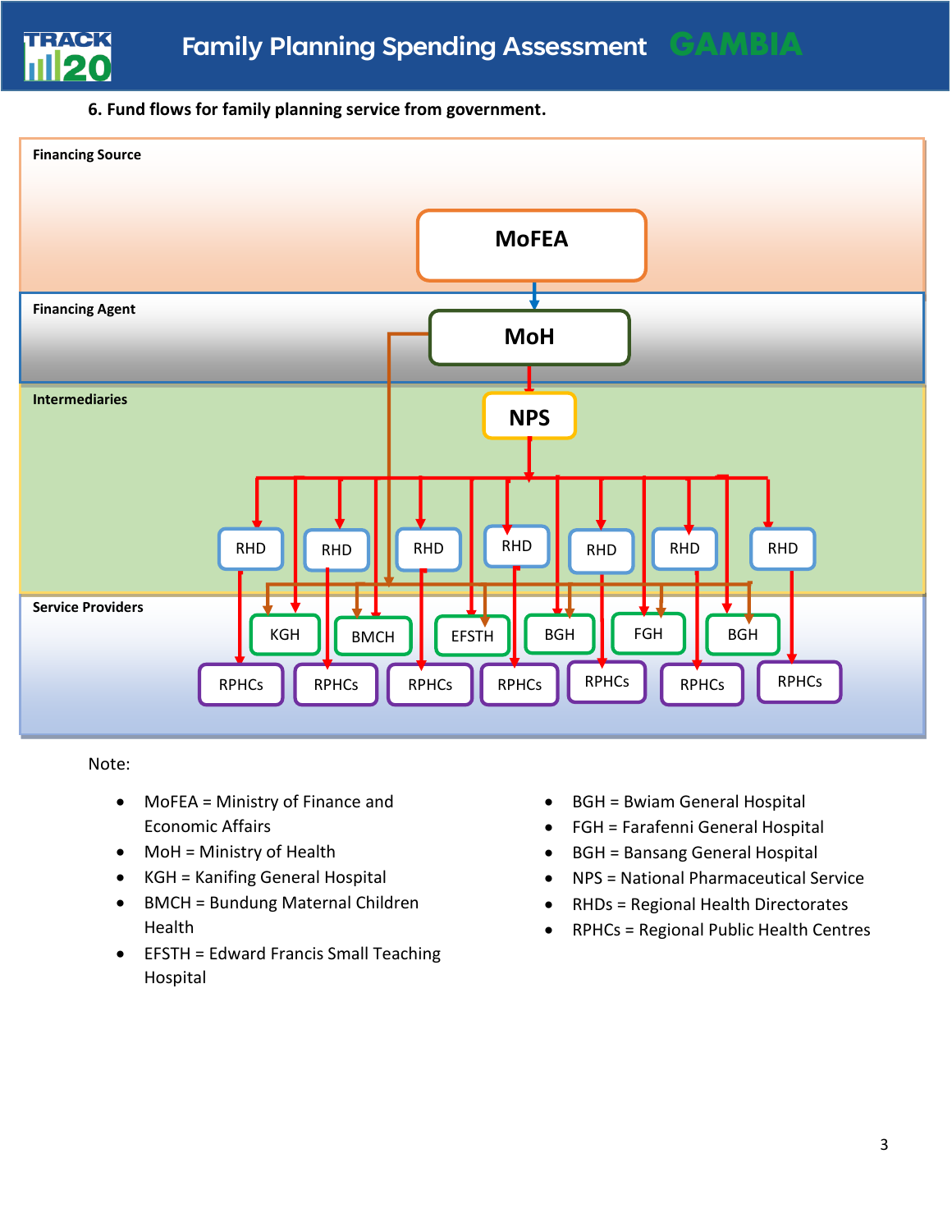**6. Fund flows for family planning service from government.**

Financing Source

MoFEA

Financing Agent

MoH

Intermediaries

NPS

RHD RHD RHD RHD RHD RHD RHD

Service Providers

KGH BMCH EFSTH BGH FGH BGH

RPHCs RPHCs RPHCs RPHCs RPHCs RPHCs RPHCs

Note:

- MoFEA = Ministry of Finance and Economic Affairs
- MoH = Ministry of Health
- KGH = Kanifing General Hospital
- BMCH = Bundung Maternal Children Health
- EFSTH = Edward Francis Small Teaching Hospital
- BGH = Bwiam General Hospital
- FGH = Farafenni General Hospital
- BGH = Bansang General Hospital
- NPS = National Pharmaceutical Service
- RHDs = Regional Health Directorates
- RPHCs = Regional Public Health Centres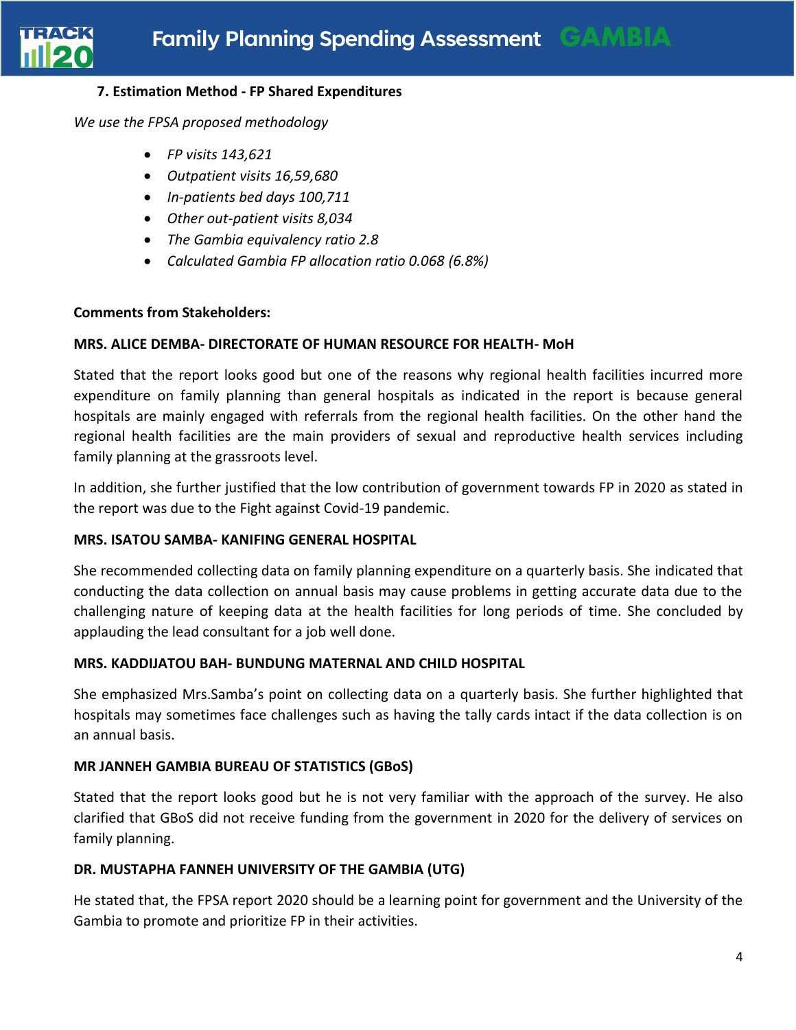### 7. Estimation Method - FP Shared Expenditures

*We use the FPSA proposed methodology*

- *FP visits 143,621*
- *Outpatient visits 16,59,680*
- *In-patients bed days 100,711*
- *Other out-patient visits 8,034*
- *The Gambia equivalency ratio 2.8*
- *Calculated Gambia FP allocation ratio 0.068 (6.8%)*

**Comments from Stakeholders:**

**MRS. ALICE DEMBA- DIRECTORATE OF HUMAN RESOURCE FOR HEALTH- MoH**

Stated that the report looks good but one of the reasons why regional health facilities incurred more expenditure on family planning than general hospitals as indicated in the report is because general hospitals are mainly engaged with referrals from the regional health facilities. On the other hand the regional health facilities are the main providers of sexual and reproductive health services including family planning at the grassroots level.

In addition, she further justified that the low contribution of government towards FP in 2020 as stated in the report was due to the Fight against Covid-19 pandemic.

**MRS. ISATOU SAMBA- KANIFING GENERAL HOSPITAL**

She recommended collecting data on family planning expenditure on a quarterly basis. She indicated that conducting the data collection on annual basis may cause problems in getting accurate data due to the challenging nature of keeping data at the health facilities for long periods of time. She concluded by applauding the lead consultant for a job well done.

**MRS. KADDIJATOU BAH- BUNDUNG MATERNAL AND CHILD HOSPITAL**

She emphasized Mrs.Samba's point on collecting data on a quarterly basis. She further highlighted that hospitals may sometimes face challenges such as having the tally cards intact if the data collection is on an annual basis.

**MR JANNEH GAMBIA BUREAU OF STATISTICS (GBoS)**

Stated that the report looks good but he is not very familiar with the approach of the survey. He also clarified that GBoS did not receive funding from the government in 2020 for the delivery of services on family planning.

**DR. MUSTAPHA FANNEH UNIVERSITY OF THE GAMBIA (UTG)**

He stated that, the FPSA report 2020 should be a learning point for government and the University of the Gambia to promote and prioritize FP in their activities.